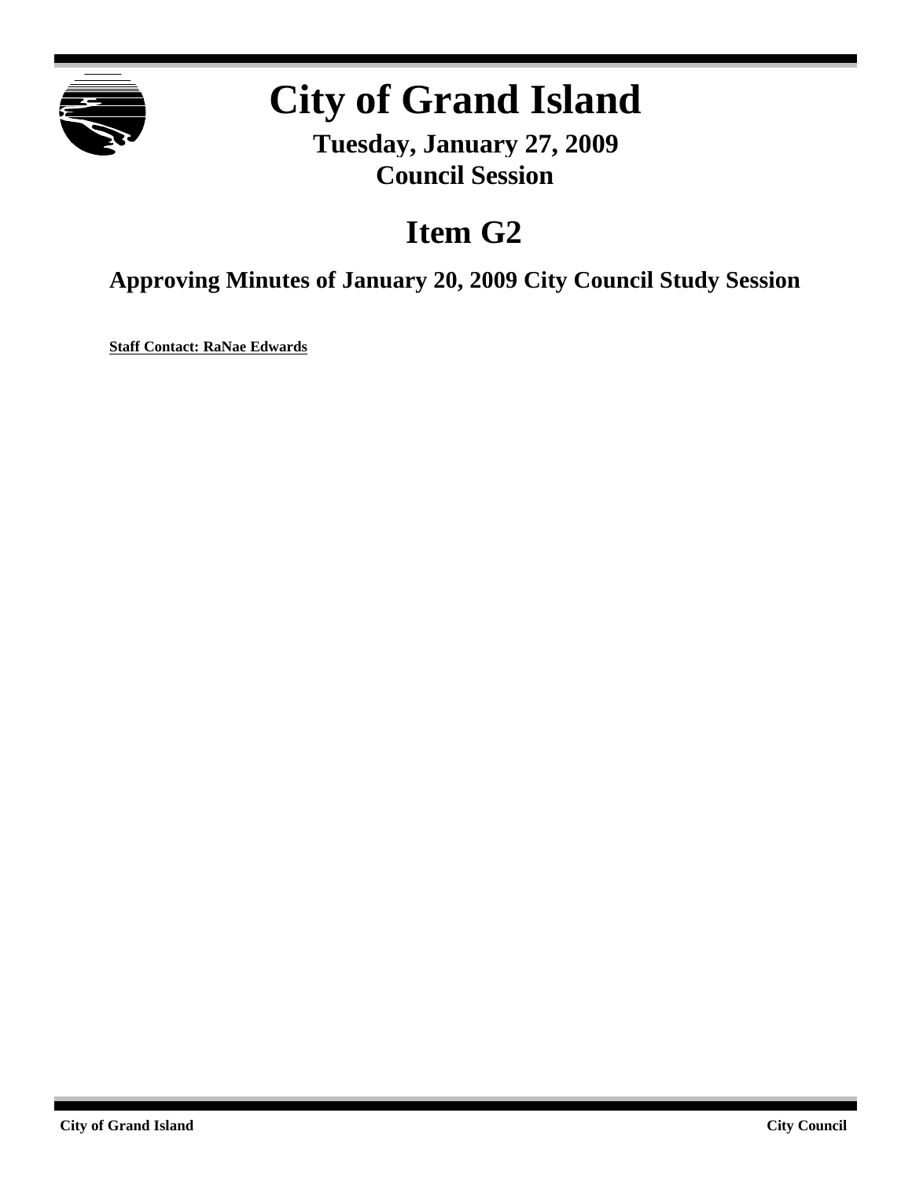# City of Grand Island

**Tuesday, January 27, 2009**
**Council Session**

## Item G2

### Approving Minutes of January 20, 2009 City Council Study Session

**Staff Contact: RaNae Edwards**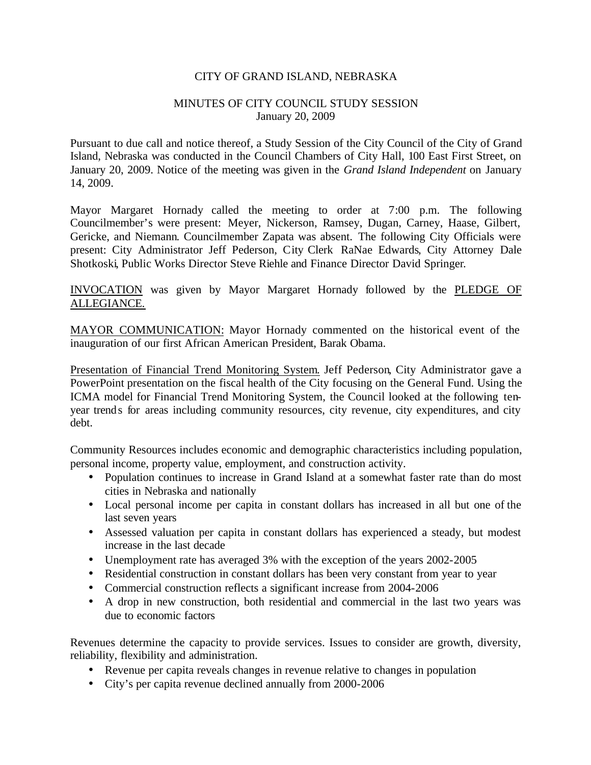CITY OF GRAND ISLAND, NEBRASKA

MINUTES OF CITY COUNCIL STUDY SESSION
January 20, 2009

Pursuant to due call and notice thereof, a Study Session of the City Council of the City of Grand Island, Nebraska was conducted in the Council Chambers of City Hall, 100 East First Street, on January 20, 2009. Notice of the meeting was given in the *Grand Island Independent* on January 14, 2009.

Mayor Margaret Hornady called the meeting to order at 7:00 p.m. The following Councilmember's were present: Meyer, Nickerson, Ramsey, Dugan, Carney, Haase, Gilbert, Gericke, and Niemann. Councilmember Zapata was absent. The following City Officials were present: City Administrator Jeff Pederson, City Clerk RaNae Edwards, City Attorney Dale Shotkoski, Public Works Director Steve Riehle and Finance Director David Springer.

INVOCATION was given by Mayor Margaret Hornady followed by the PLEDGE OF ALLEGIANCE.

MAYOR COMMUNICATION: Mayor Hornady commented on the historical event of the inauguration of our first African American President, Barak Obama.

Presentation of Financial Trend Monitoring System. Jeff Pederson, City Administrator gave a PowerPoint presentation on the fiscal health of the City focusing on the General Fund. Using the ICMA model for Financial Trend Monitoring System, the Council looked at the following ten-year trends for areas including community resources, city revenue, city expenditures, and city debt.

Community Resources includes economic and demographic characteristics including population, personal income, property value, employment, and construction activity.

- Population continues to increase in Grand Island at a somewhat faster rate than do most cities in Nebraska and nationally
- Local personal income per capita in constant dollars has increased in all but one of the last seven years
- Assessed valuation per capita in constant dollars has experienced a steady, but modest increase in the last decade
- Unemployment rate has averaged 3% with the exception of the years 2002-2005
- Residential construction in constant dollars has been very constant from year to year
- Commercial construction reflects a significant increase from 2004-2006
- A drop in new construction, both residential and commercial in the last two years was due to economic factors

Revenues determine the capacity to provide services. Issues to consider are growth, diversity, reliability, flexibility and administration.

- Revenue per capita reveals changes in revenue relative to changes in population
- City's per capita revenue declined annually from 2000-2006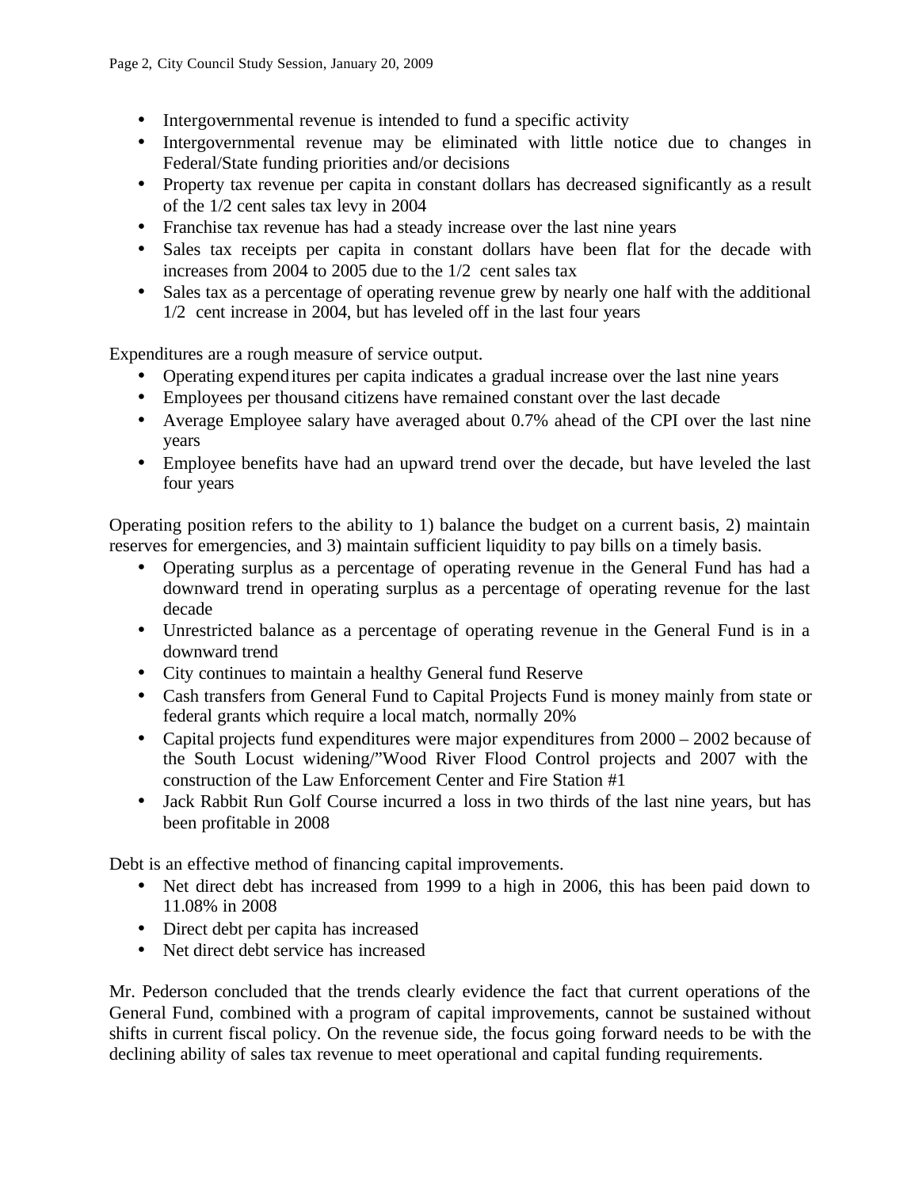- Intergovernmental revenue is intended to fund a specific activity
- Intergovernmental revenue may be eliminated with little notice due to changes in Federal/State funding priorities and/or decisions
- Property tax revenue per capita in constant dollars has decreased significantly as a result of the 1/2 cent sales tax levy in 2004
- Franchise tax revenue has had a steady increase over the last nine years
- Sales tax receipts per capita in constant dollars have been flat for the decade with increases from 2004 to 2005 due to the 1/2 cent sales tax
- Sales tax as a percentage of operating revenue grew by nearly one half with the additional 1/2 cent increase in 2004, but has leveled off in the last four years

Expenditures are a rough measure of service output.

- Operating expenditures per capita indicates a gradual increase over the last nine years
- Employees per thousand citizens have remained constant over the last decade
- Average Employee salary have averaged about 0.7% ahead of the CPI over the last nine years
- Employee benefits have had an upward trend over the decade, but have leveled the last four years

Operating position refers to the ability to 1) balance the budget on a current basis, 2) maintain reserves for emergencies, and 3) maintain sufficient liquidity to pay bills on a timely basis.

- Operating surplus as a percentage of operating revenue in the General Fund has had a downward trend in operating surplus as a percentage of operating revenue for the last decade
- Unrestricted balance as a percentage of operating revenue in the General Fund is in a downward trend
- City continues to maintain a healthy General fund Reserve
- Cash transfers from General Fund to Capital Projects Fund is money mainly from state or federal grants which require a local match, normally 20%
- Capital projects fund expenditures were major expenditures from 2000 – 2002 because of the South Locust widening/"Wood River Flood Control projects and 2007 with the construction of the Law Enforcement Center and Fire Station #1
- Jack Rabbit Run Golf Course incurred a loss in two thirds of the last nine years, but has been profitable in 2008

Debt is an effective method of financing capital improvements.

- Net direct debt has increased from 1999 to a high in 2006, this has been paid down to 11.08% in 2008
- Direct debt per capita has increased
- Net direct debt service has increased

Mr. Pederson concluded that the trends clearly evidence the fact that current operations of the General Fund, combined with a program of capital improvements, cannot be sustained without shifts in current fiscal policy. On the revenue side, the focus going forward needs to be with the declining ability of sales tax revenue to meet operational and capital funding requirements.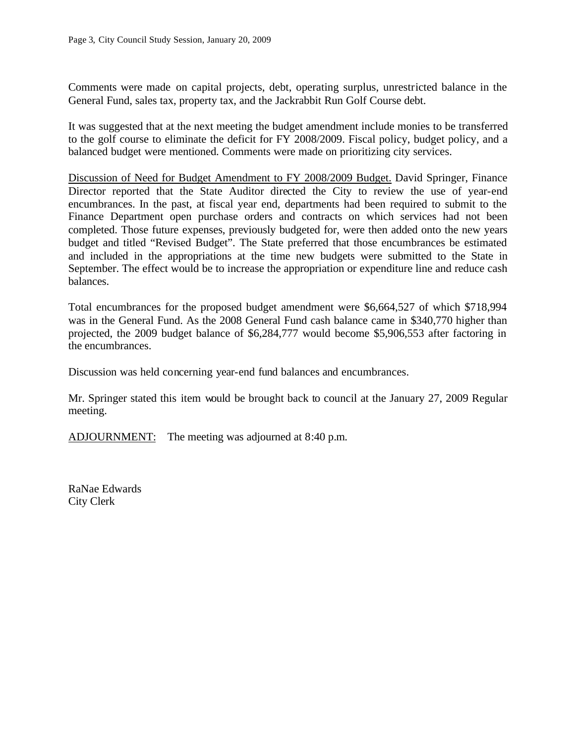Comments were made on capital projects, debt, operating surplus, unrestricted balance in the General Fund, sales tax, property tax, and the Jackrabbit Run Golf Course debt.

It was suggested that at the next meeting the budget amendment include monies to be transferred to the golf course to eliminate the deficit for FY 2008/2009. Fiscal policy, budget policy, and a balanced budget were mentioned. Comments were made on prioritizing city services.

Discussion of Need for Budget Amendment to FY 2008/2009 Budget. David Springer, Finance Director reported that the State Auditor directed the City to review the use of year-end encumbrances. In the past, at fiscal year end, departments had been required to submit to the Finance Department open purchase orders and contracts on which services had not been completed. Those future expenses, previously budgeted for, were then added onto the new years budget and titled "Revised Budget". The State preferred that those encumbrances be estimated and included in the appropriations at the time new budgets were submitted to the State in September. The effect would be to increase the appropriation or expenditure line and reduce cash balances.

Total encumbrances for the proposed budget amendment were $6,664,527 of which $718,994 was in the General Fund. As the 2008 General Fund cash balance came in $340,770 higher than projected, the 2009 budget balance of $6,284,777 would become $5,906,553 after factoring in the encumbrances.

Discussion was held concerning year-end fund balances and encumbrances.

Mr. Springer stated this item would be brought back to council at the January 27, 2009 Regular meeting.

ADJOURNMENT: The meeting was adjourned at 8:40 p.m.

RaNae Edwards
City Clerk